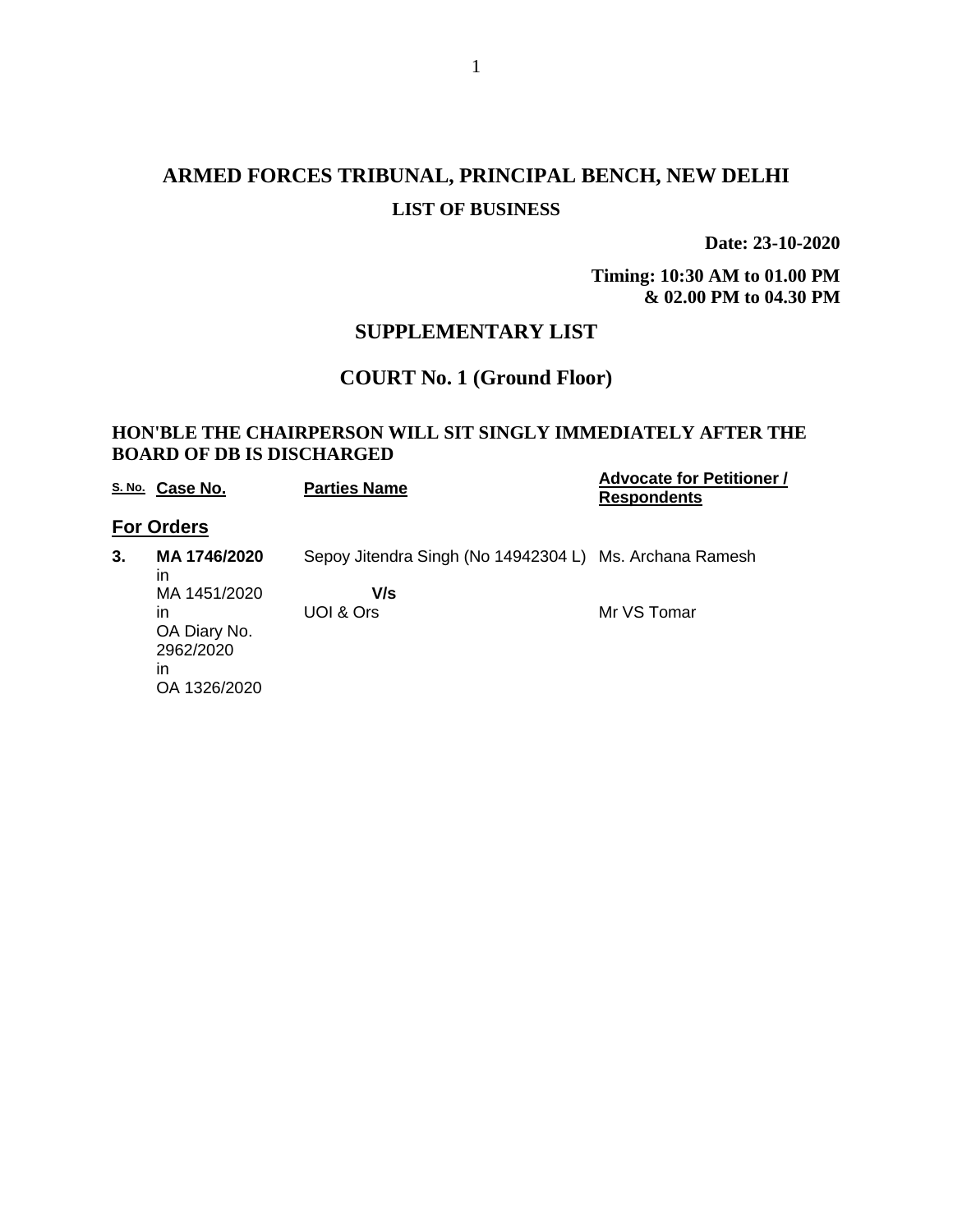# ARMED FORCES TRIBUNAL, PRINCIPAL BENCH, NEW DELHI

## LIST OF BUSINESS

**Date: 23-10-2020**

**Timing: 10:30 AM to 01.00 PM & 02.00 PM to 04.30 PM**

## SUPPLEMENTARY LIST

## COURT No. 1 (Ground Floor)

**HON'BLE THE CHAIRPERSON WILL SIT SINGLY IMMEDIATELY AFTER THE BOARD OF DB IS DISCHARGED**

| S. No. | Case No. | Parties Name | Advocate for Petitioner / Respondents |
|---|---|---|---|
| **For Orders** | | | |
| **3.** | **MA 1746/2020** in MA 1451/2020 in OA Diary No. 2962/2020 in OA 1326/2020 | Sepoy Jitendra Singh (No 14942304 L) **V/s** UOI & Ors | Ms. Archana Ramesh<br>Mr VS Tomar |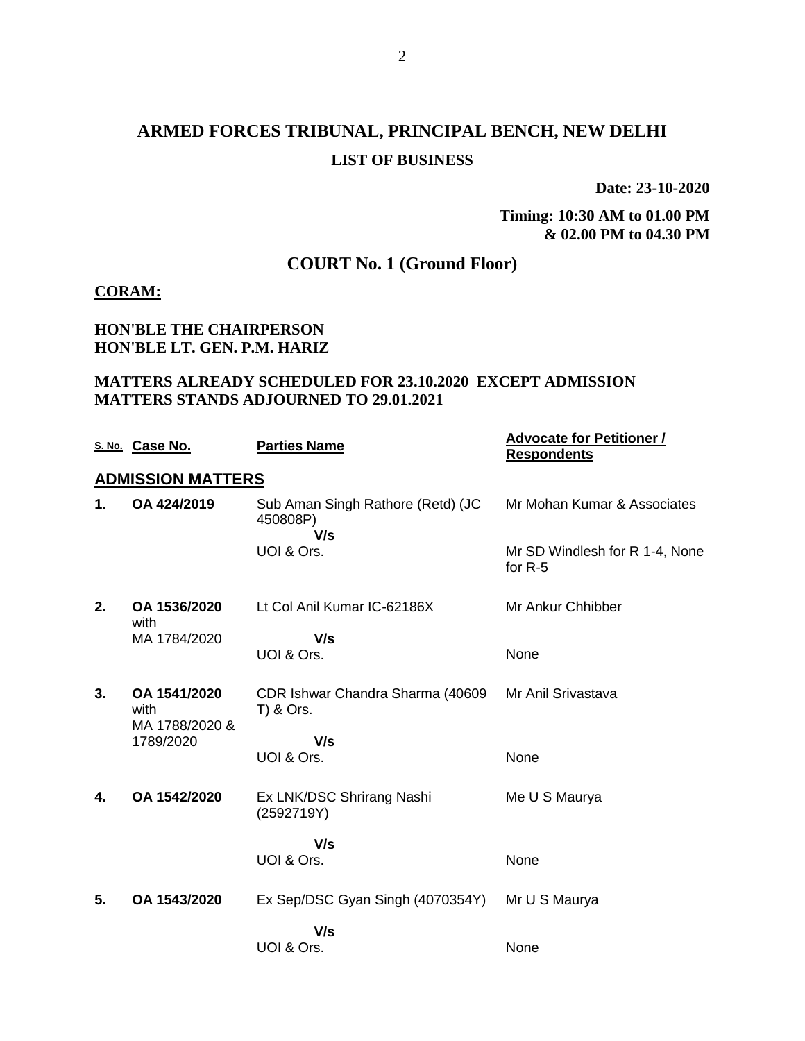# ARMED FORCES TRIBUNAL, PRINCIPAL BENCH, NEW DELHI

## LIST OF BUSINESS

**Date: 23-10-2020**

**Timing: 10:30 AM to 01.00 PM & 02.00 PM to 04.30 PM**

## COURT No. 1 (Ground Floor)

**CORAM:**

**HON'BLE THE CHAIRPERSON**
**HON'BLE LT. GEN. P.M. HARIZ**

**MATTERS ALREADY SCHEDULED FOR 23.10.2020 EXCEPT ADMISSION MATTERS STANDS ADJOURNED TO 29.01.2021**

| S. No. | Case No. | Parties Name | Advocate for Petitioner / Respondents |
|---|---|---|---|
| **ADMISSION MATTERS** | | | |
| **1.** | **OA 424/2019** | Sub Aman Singh Rathore (Retd) (JC 450808P) V/s UOI & Ors. | Mr Mohan Kumar & Associates<br>Mr SD Windlesh for R 1-4, None for R-5 |
| **2.** | **OA 1536/2020** with MA 1784/2020 | Lt Col Anil Kumar IC-62186X V/s UOI & Ors. | Mr Ankur Chhibber<br>None |
| **3.** | **OA 1541/2020** with MA 1788/2020 & 1789/2020 | CDR Ishwar Chandra Sharma (40609 T) & Ors. V/s UOI & Ors. | Mr Anil Srivastava<br>None |
| **4.** | **OA 1542/2020** | Ex LNK/DSC Shrirang Nashi (2592719Y) V/s UOI & Ors. | Me U S Maurya<br>None |
| **5.** | **OA 1543/2020** | Ex Sep/DSC Gyan Singh (4070354Y) V/s UOI & Ors. | Mr U S Maurya<br>None |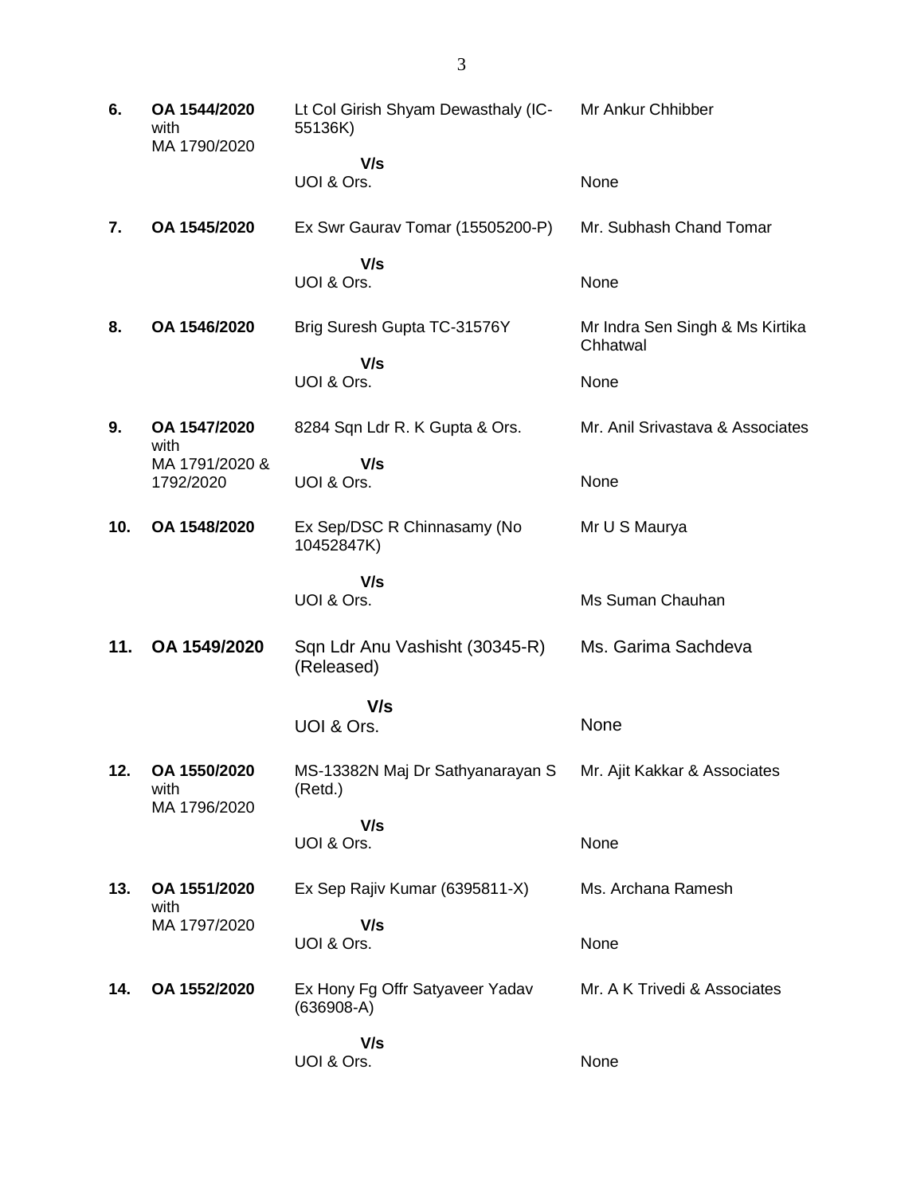| | | | |
|---|---|---|---|
| **6.** | **OA 1544/2020** with MA 1790/2020 | Lt Col Girish Shyam Dewasthaly (IC-55136K)<br>**V/s**<br>UOI & Ors. | Mr Ankur Chhibber<br><br>None |
| **7.** | **OA 1545/2020** | Ex Swr Gaurav Tomar (15505200-P)<br>**V/s**<br>UOI & Ors. | Mr. Subhash Chand Tomar<br><br>None |
| **8.** | **OA 1546/2020** | Brig Suresh Gupta TC-31576Y<br>**V/s**<br>UOI & Ors. | Mr Indra Sen Singh & Ms Kirtika Chhatwal<br><br>None |
| **9.** | **OA 1547/2020** with MA 1791/2020 & 1792/2020 | 8284 Sqn Ldr R. K Gupta & Ors.<br>**V/s**<br>UOI & Ors. | Mr. Anil Srivastava & Associates<br><br>None |
| **10.** | **OA 1548/2020** | Ex Sep/DSC R Chinnasamy (No 10452847K)<br>**V/s**<br>UOI & Ors. | Mr U S Maurya<br><br>Ms Suman Chauhan |
| **11.** | **OA 1549/2020** | Sqn Ldr Anu Vashisht (30345-R) (Released)<br>**V/s**<br>UOI & Ors. | Ms. Garima Sachdeva<br><br>None |
| **12.** | **OA 1550/2020** with MA 1796/2020 | MS-13382N Maj Dr Sathyanarayan S (Retd.)<br>**V/s**<br>UOI & Ors. | Mr. Ajit Kakkar & Associates<br><br>None |
| **13.** | **OA 1551/2020** with MA 1797/2020 | Ex Sep Rajiv Kumar (6395811-X)<br>**V/s**<br>UOI & Ors. | Ms. Archana Ramesh<br><br>None |
| **14.** | **OA 1552/2020** | Ex Hony Fg Offr Satyaveer Yadav (636908-A)<br>**V/s**<br>UOI & Ors. | Mr. A K Trivedi & Associates<br><br>None |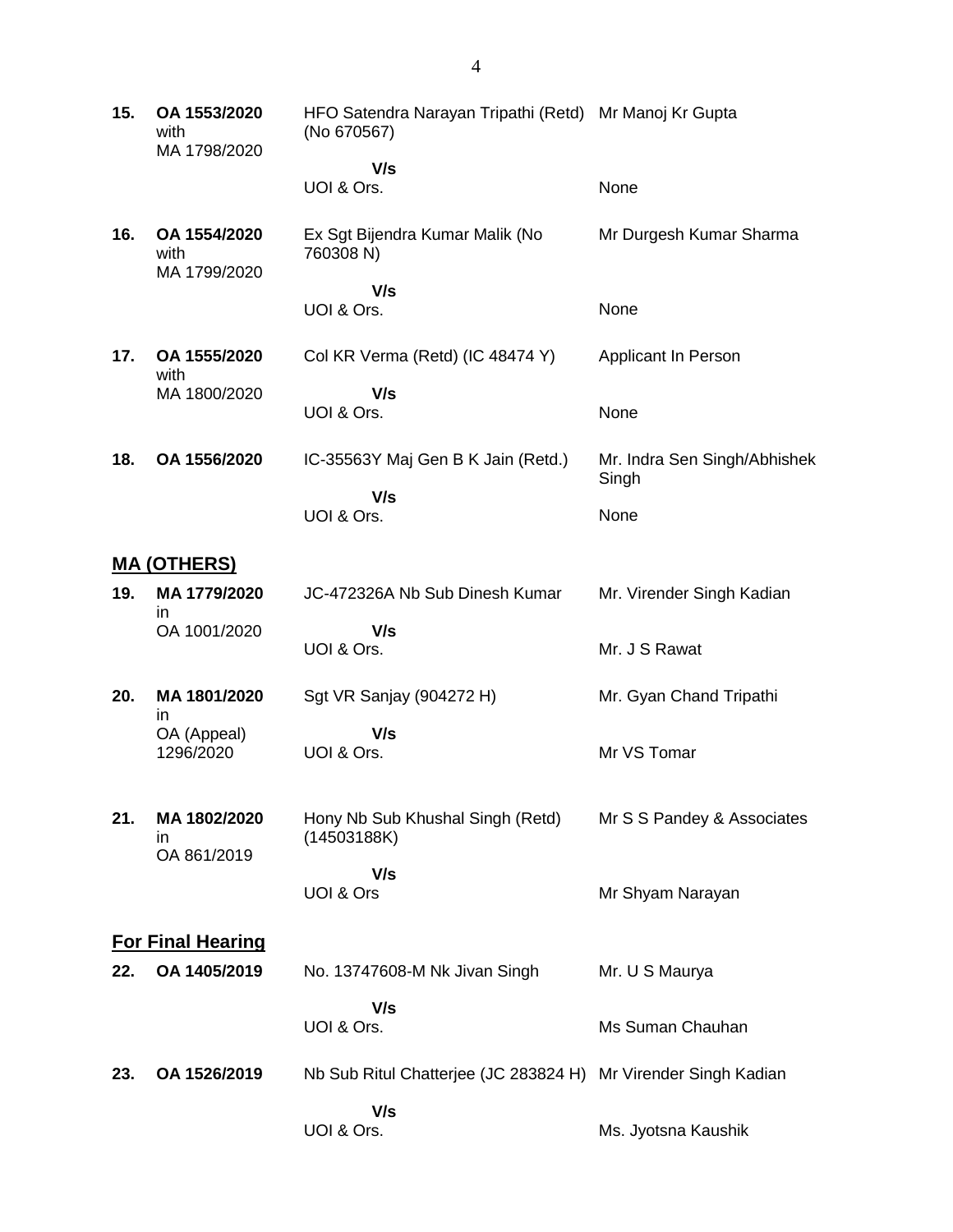| | | | |
|---|---|---|---|
| **15.** | **OA 1553/2020** with MA 1798/2020 | HFO Satendra Narayan Tripathi (Retd) (No 670567) | Mr Manoj Kr Gupta |
| | | **V/s** | |
| | | UOI & Ors. | None |
| **16.** | **OA 1554/2020** with MA 1799/2020 | Ex Sgt Bijendra Kumar Malik (No 760308 N) | Mr Durgesh Kumar Sharma |
| | | **V/s** | |
| | | UOI & Ors. | None |
| **17.** | **OA 1555/2020** with MA 1800/2020 | Col KR Verma (Retd) (IC 48474 Y) | Applicant In Person |
| | | **V/s** | |
| | | UOI & Ors. | None |
| **18.** | **OA 1556/2020** | IC-35563Y Maj Gen B K Jain (Retd.) | Mr. Indra Sen Singh/Abhishek Singh |
| | | **V/s** | |
| | | UOI & Ors. | None |

## **MA (OTHERS)**

| | | | |
|---|---|---|---|
| **19.** | **MA 1779/2020** in OA 1001/2020 | JC-472326A Nb Sub Dinesh Kumar | Mr. Virender Singh Kadian |
| | | **V/s** | |
| | | UOI & Ors. | Mr. J S Rawat |
| **20.** | **MA 1801/2020** in OA (Appeal) 1296/2020 | Sgt VR Sanjay (904272 H) | Mr. Gyan Chand Tripathi |
| | | **V/s** | |
| | | UOI & Ors. | Mr VS Tomar |
| **21.** | **MA 1802/2020** in OA 861/2019 | Hony Nb Sub Khushal Singh (Retd) (14503188K) | Mr S S Pandey & Associates |
| | | **V/s** | |
| | | UOI & Ors | Mr Shyam Narayan |

## **For Final Hearing**

| | | | |
|---|---|---|---|
| **22.** | **OA 1405/2019** | No. 13747608-M Nk Jivan Singh | Mr. U S Maurya |
| | | **V/s** | |
| | | UOI & Ors. | Ms Suman Chauhan |
| **23.** | **OA 1526/2019** | Nb Sub Ritul Chatterjee (JC 283824 H) | Mr Virender Singh Kadian |
| | | **V/s** | |
| | | UOI & Ors. | Ms. Jyotsna Kaushik |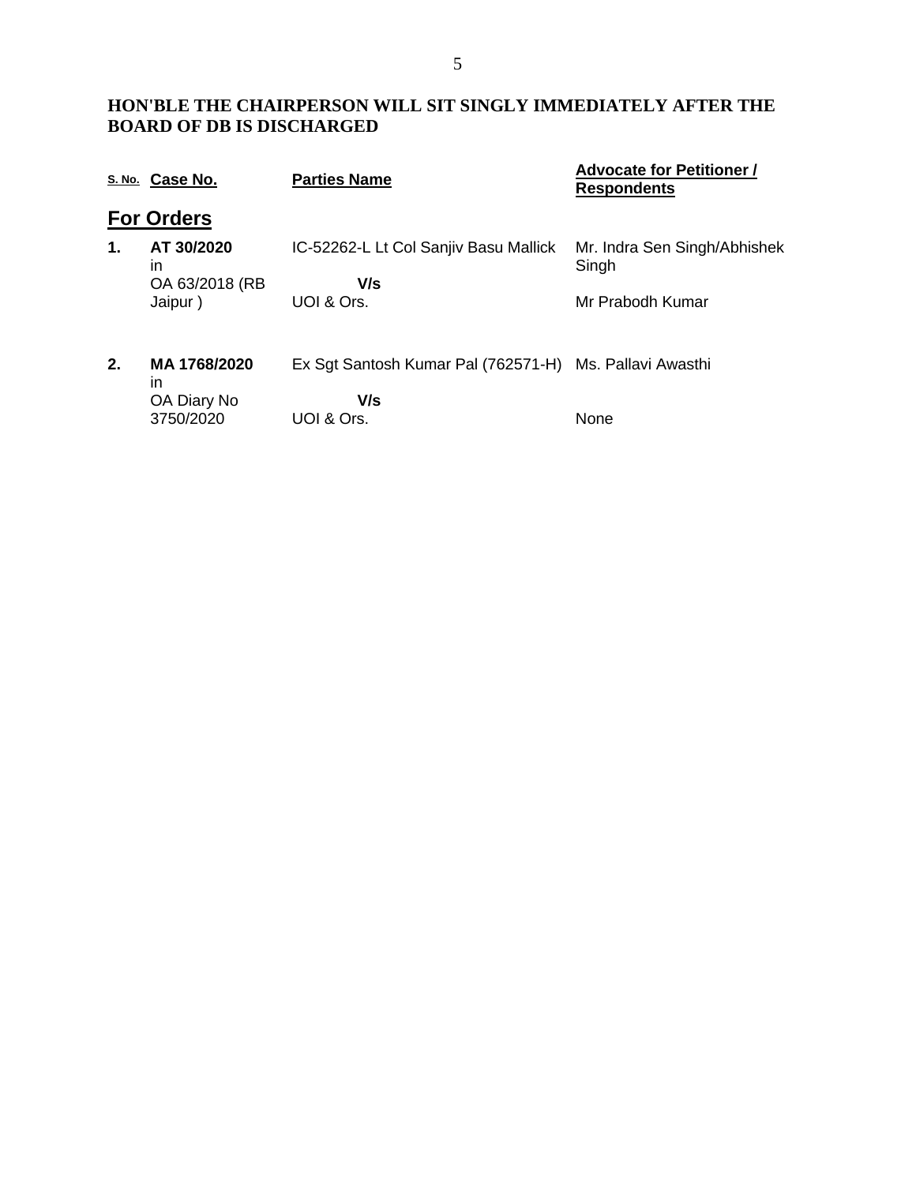**HON'BLE THE CHAIRPERSON WILL SIT SINGLY IMMEDIATELY AFTER THE BOARD OF DB IS DISCHARGED**

| S. No. | Case No. | Parties Name | Advocate for Petitioner / Respondents |
|---|---|---|---|
| **For Orders** | | | |
| **1.** | **AT 30/2020** in OA 63/2018 (RB Jaipur ) | IC-52262-L Lt Col Sanjiv Basu Mallick **V/s** UOI & Ors. | Mr. Indra Sen Singh/Abhishek Singh<br>Mr Prabodh Kumar |
| **2.** | **MA 1768/2020** in OA Diary No 3750/2020 | Ex Sgt Santosh Kumar Pal (762571-H) **V/s** UOI & Ors. | Ms. Pallavi Awasthi<br>None |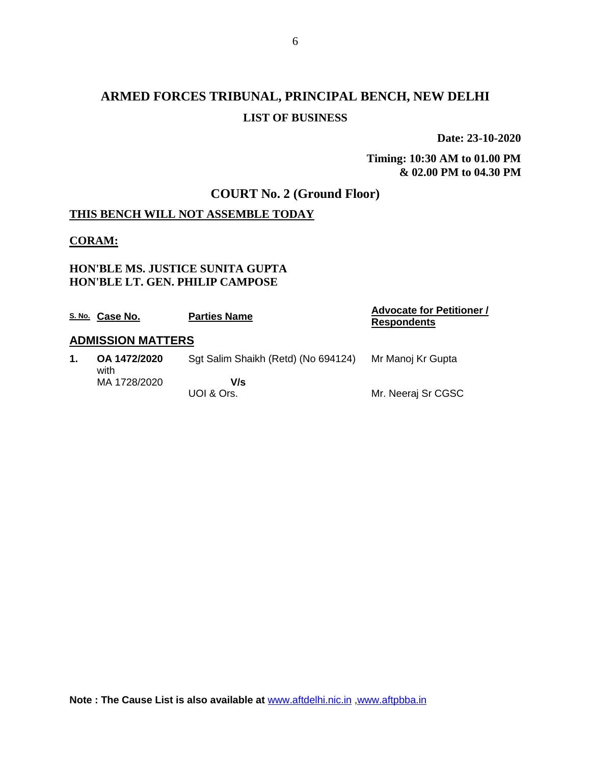# ARMED FORCES TRIBUNAL, PRINCIPAL BENCH, NEW DELHI

## LIST OF BUSINESS

**Date: 23-10-2020**

**Timing: 10:30 AM to 01.00 PM & 02.00 PM to 04.30 PM**

## COURT No. 2 (Ground Floor)

**THIS BENCH WILL NOT ASSEMBLE TODAY**

**CORAM:**

**HON'BLE MS. JUSTICE SUNITA GUPTA**
**HON'BLE LT. GEN. PHILIP CAMPOSE**

| S. No. | Case No. | Parties Name | Advocate for Petitioner / Respondents |
|---|---|---|---|
| **ADMISSION MATTERS** | | | |
| **1.** | **OA 1472/2020** with MA 1728/2020 | Sgt Salim Shaikh (Retd) (No 694124) **V/s** UOI & Ors. | Mr Manoj Kr Gupta<br>Mr. Neeraj Sr CGSC |

**Note : The Cause List is also available at** www.aftdelhi.nic.in ,www.aftpbba.in